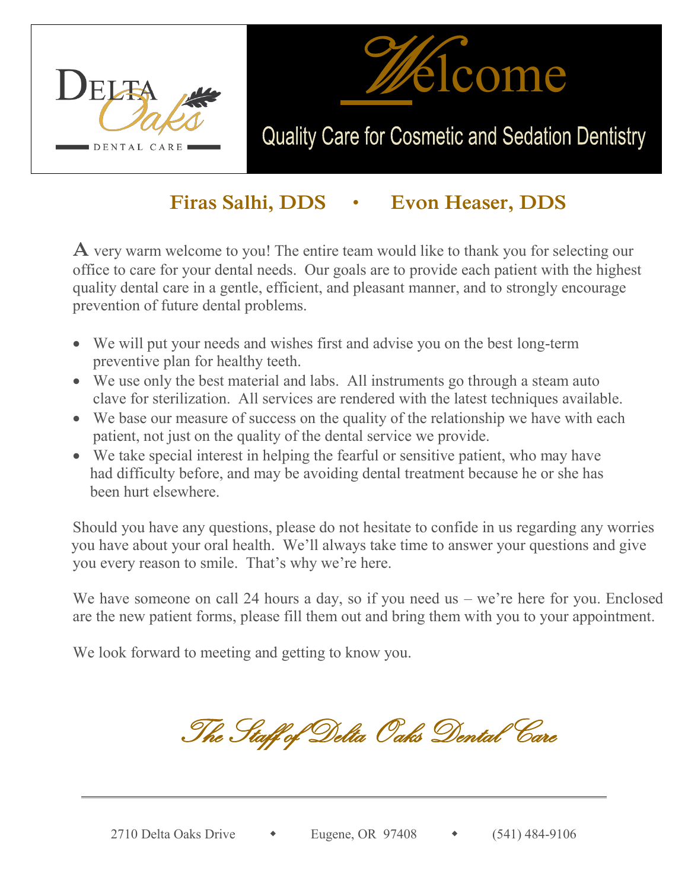**Delta Oaks Dental Care**

# Welcome

## Quality Care for Cosmetic and Sedation Dentistry

### Firas Salhi, DDS • Evon Heaser, DDS

A very warm welcome to you! The entire team would like to thank you for selecting our office to care for your dental needs. Our goals are to provide each patient with the highest quality dental care in a gentle, efficient, and pleasant manner, and to strongly encourage prevention of future dental problems.

- We will put your needs and wishes first and advise you on the best long-term preventive plan for healthy teeth.
- We use only the best material and labs. All instruments go through a steam auto clave for sterilization. All services are rendered with the latest techniques available.
- We base our measure of success on the quality of the relationship we have with each patient, not just on the quality of the dental service we provide.
- We take special interest in helping the fearful or sensitive patient, who may have had difficulty before, and may be avoiding dental treatment because he or she has been hurt elsewhere.

Should you have any questions, please do not hesitate to confide in us regarding any worries you have about your oral health. We'll always take time to answer your questions and give you every reason to smile. That's why we're here.

We have someone on call 24 hours a day, so if you need us – we're here for you. Enclosed are the new patient forms, please fill them out and bring them with you to your appointment.

We look forward to meeting and getting to know you.

*The Staff of Delta Oaks Dental Care*

---

2710 Delta Oaks Drive ◆ Eugene, OR 97408 ◆ (541) 484-9106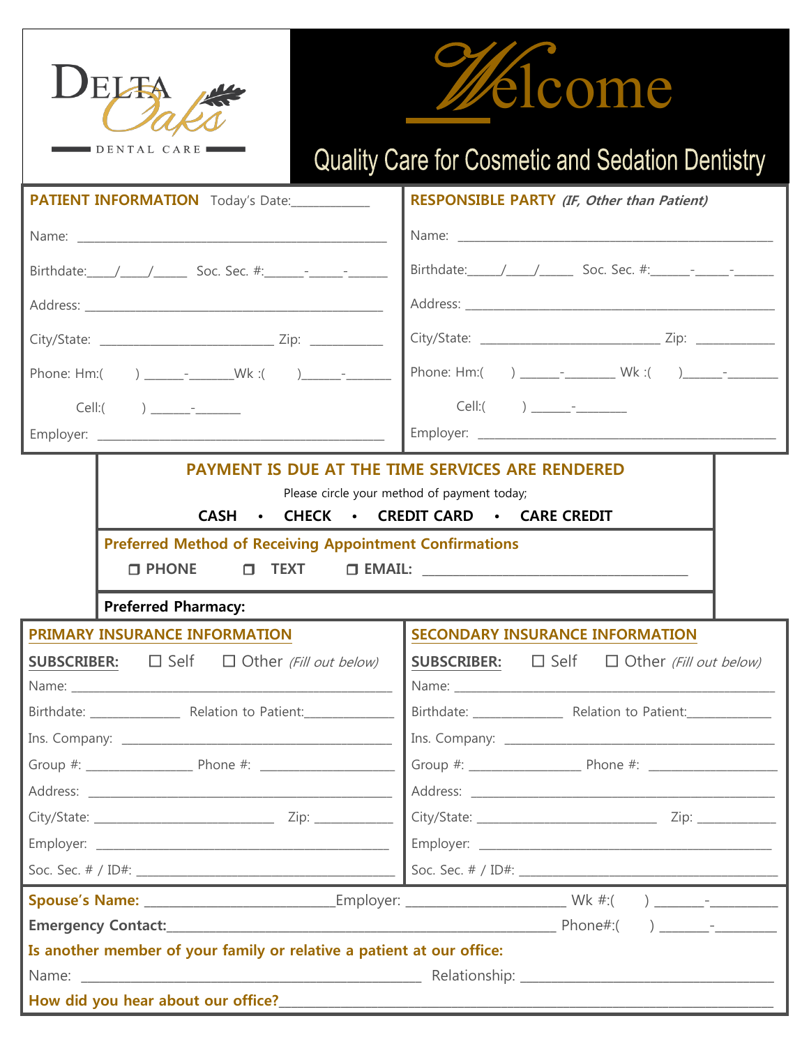DELTA Oaks DENTAL CARE

# Welcome

Quality Care for Cosmetic and Sedation Dentistry

## PATIENT INFORMATION

Today's Date:___________

Name: ___________________________________________

Birthdate:____/____/_____ Soc. Sec. #:______-_____-______

Address: ___________________________________________

City/State: ________________________ Zip: __________

Phone: Hm:(   ) ______-_______ Wk :(   )______-_______

Cell:(   ) ______-_______

Employer: ___________________________________________

## RESPONSIBLE PARTY *(IF, Other than Patient)*

Name: ___________________________________________

Birthdate:____/____/_____ Soc. Sec. #:______-_____-______

Address: ___________________________________________

City/State: ________________________ Zip: __________

Phone: Hm:(   ) ______-_______ Wk :(   )______-_______

Cell:(   ) ______-_______

Employer: ___________________________________________

## PAYMENT IS DUE AT THE TIME SERVICES ARE RENDERED

Please circle your method of payment today;

**CASH • CHECK • CREDIT CARD • CARE CREDIT**

**Preferred Method of Receiving Appointment Confirmations**

☐ **PHONE** ☐ **TEXT** ☐ **EMAIL:** ___________________________________

**Preferred Pharmacy:**

## PRIMARY INSURANCE INFORMATION

**SUBSCRIBER:** ☐ Self ☐ Other *(Fill out below)*

Name: ___________________________________________

Birthdate: ____________ Relation to Patient:____________

Ins. Company: ___________________________________________

Group #: ______________ Phone #: _________________

Address: ___________________________________________

City/State: ________________________ Zip: __________

Employer: ___________________________________________

Soc. Sec. # / ID#: ___________________________________________

## SECONDARY INSURANCE INFORMATION

**SUBSCRIBER:** ☐ Self ☐ Other *(Fill out below)*

Name: ___________________________________________

Birthdate: ____________ Relation to Patient:____________

Ins. Company: ___________________________________________

Group #: ______________ Phone #: _________________

Address: ___________________________________________

City/State: ________________________ Zip: __________

Employer: ___________________________________________

Soc. Sec. # / ID#: ___________________________________________

**Spouse's Name:** ________________________Employer: _____________________ Wk #:(   ) _______-_________

**Emergency Contact:**_______________________________________________ Phone#:(   ) _______-________

**Is another member of your family or relative a patient at our office:**

Name: _________________________________________ Relationship: _______________________________

**How did you hear about our office?**___________________________________________________________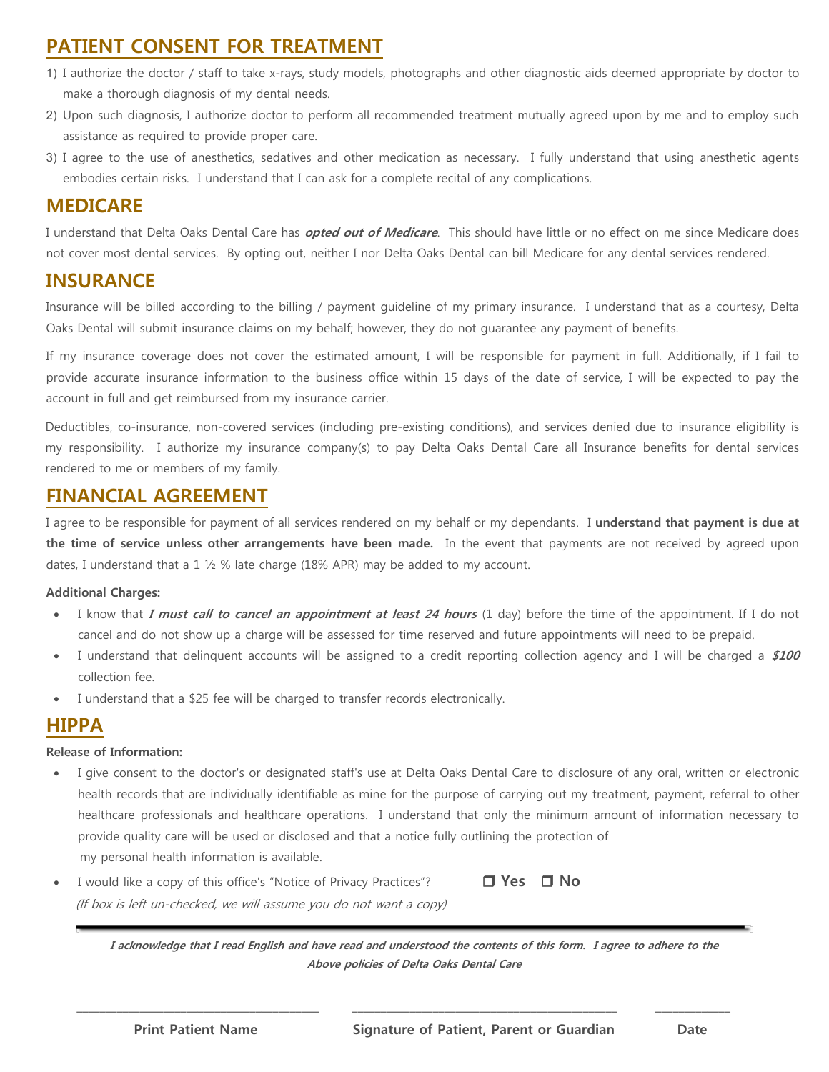## PATIENT CONSENT FOR TREATMENT

1) I authorize the doctor / staff to take x-rays, study models, photographs and other diagnostic aids deemed appropriate by doctor to make a thorough diagnosis of my dental needs.
2) Upon such diagnosis, I authorize doctor to perform all recommended treatment mutually agreed upon by me and to employ such assistance as required to provide proper care.
3) I agree to the use of anesthetics, sedatives and other medication as necessary. I fully understand that using anesthetic agents embodies certain risks. I understand that I can ask for a complete recital of any complications.

## MEDICARE

I understand that Delta Oaks Dental Care has ***opted out of Medicare***. This should have little or no effect on me since Medicare does not cover most dental services. By opting out, neither I nor Delta Oaks Dental can bill Medicare for any dental services rendered.

## INSURANCE

Insurance will be billed according to the billing / payment guideline of my primary insurance. I understand that as a courtesy, Delta Oaks Dental will submit insurance claims on my behalf; however, they do not guarantee any payment of benefits.

If my insurance coverage does not cover the estimated amount, I will be responsible for payment in full. Additionally, if I fail to provide accurate insurance information to the business office within 15 days of the date of service, I will be expected to pay the account in full and get reimbursed from my insurance carrier.

Deductibles, co-insurance, non-covered services (including pre-existing conditions), and services denied due to insurance eligibility is my responsibility. I authorize my insurance company(s) to pay Delta Oaks Dental Care all Insurance benefits for dental services rendered to me or members of my family.

## FINANCIAL AGREEMENT

I agree to be responsible for payment of all services rendered on my behalf or my dependants. I **understand that payment is due at the time of service unless other arrangements have been made.** In the event that payments are not received by agreed upon dates, I understand that a 1 ½ % late charge (18% APR) may be added to my account.

**Additional Charges:**

- I know that ***I must call to cancel an appointment at least 24 hours*** (1 day) before the time of the appointment. If I do not cancel and do not show up a charge will be assessed for time reserved and future appointments will need to be prepaid.
- I understand that delinquent accounts will be assigned to a credit reporting collection agency and I will be charged a ***$100*** collection fee.
- I understand that a $25 fee will be charged to transfer records electronically.

## HIPPA

**Release of Information:**

- I give consent to the doctor's or designated staff's use at Delta Oaks Dental Care to disclosure of any oral, written or electronic health records that are individually identifiable as mine for the purpose of carrying out my treatment, payment, referral to other healthcare professionals and healthcare operations. I understand that only the minimum amount of information necessary to provide quality care will be used or disclosed and that a notice fully outlining the protection of my personal health information is available.
- I would like a copy of this office's "Notice of Privacy Practices"? ☐ **Yes** ☐ **No**
  *(If box is left un-checked, we will assume you do not want a copy)*

---

***I acknowledge that I read English and have read and understood the contents of this form. I agree to adhere to the Above policies of Delta Oaks Dental Care***

| _______________________ | _______________________ | __________ |
|---|---|---|
| **Print Patient Name** | **Signature of Patient, Parent or Guardian** | **Date** |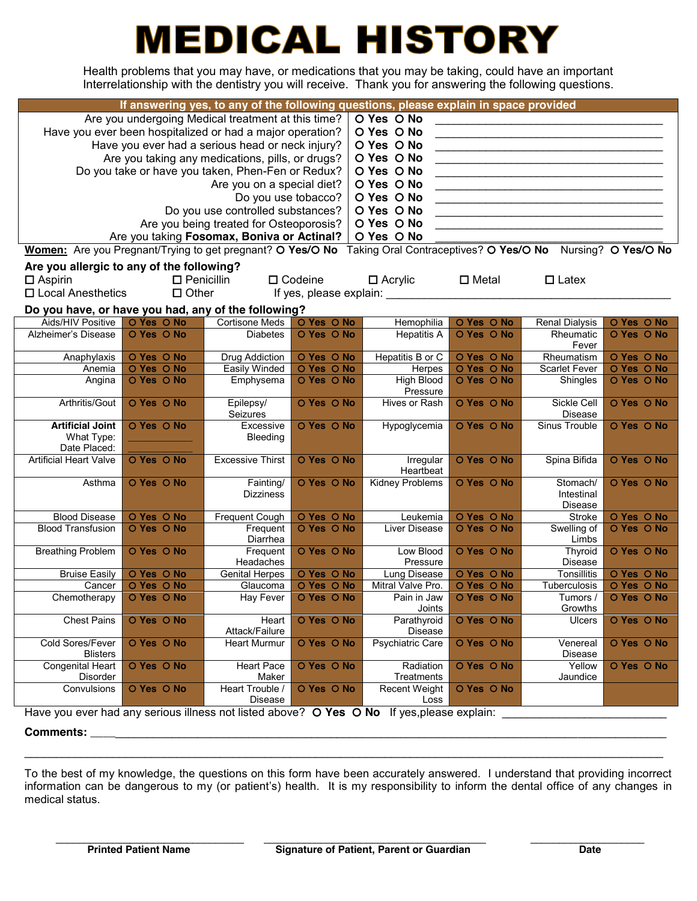# MEDICAL HISTORY

Health problems that you may have, or medications that you may be taking, could have an important Interrelationship with the dentistry you will receive. Thank you for answering the following questions.

| If answering yes, to any of the following questions, please explain in space provided | | |
|---|---|---|
| Are you undergoing Medical treatment at this time? | O Yes O No | ____________________ |
| Have you ever been hospitalized or had a major operation? | O Yes O No | ____________________ |
| Have you ever had a serious head or neck injury? | O Yes O No | ____________________ |
| Are you taking any medications, pills, or drugs? | O Yes O No | ____________________ |
| Do you take or have you taken, Phen-Fen or Redux? | O Yes O No | ____________________ |
| Are you on a special diet? | O Yes O No | ____________________ |
| Do you use tobacco? | O Yes O No | ____________________ |
| Do you use controlled substances? | O Yes O No | ____________________ |
| Are you being treated for Osteoporosis? | O Yes O No | ____________________ |
| Are you taking **Fosomax, Boniva or Actinal?** | O Yes O No | ____________________ |

**Women:** Are you Pregnant/Trying to get pregnant? O Yes/O No Taking Oral Contraceptives? O Yes/O No Nursing? O Yes/O No

**Are you allergic to any of the following?**

☐ Aspirin ☐ Penicillin ☐ Codeine ☐ Acrylic ☐ Metal ☐ Latex
☐ Local Anesthetics ☐ Other If yes, please explain: ____________________

**Do you have, or have you had, any of the following?**

| | | | | | | | |
|---|---|---|---|---|---|---|---|
| Aids/HIV Positive | O Yes O No | Cortisone Meds | O Yes O No | Hemophilia | O Yes O No | Renal Dialysis | O Yes O No |
| Alzheimer's Disease | O Yes O No | Diabetes | O Yes O No | Hepatitis A | O Yes O No | Rheumatic Fever | O Yes O No |
| Anaphylaxis | O Yes O No | Drug Addiction | O Yes O No | Hepatitis B or C | O Yes O No | Rheumatism | O Yes O No |
| Anemia | O Yes O No | Easily Winded | O Yes O No | Herpes | O Yes O No | Scarlet Fever | O Yes O No |
| Angina | O Yes O No | Emphysema | O Yes O No | High Blood Pressure | O Yes O No | Shingles | O Yes O No |
| Arthritis/Gout | O Yes O No | Epilepsy/ Seizures | O Yes O No | Hives or Rash | O Yes O No | Sickle Cell Disease | O Yes O No |
| **Artificial Joint** What Type: Date Placed: | O Yes O No ____________ ____________ | Excessive Bleeding | O Yes O No | Hypoglycemia | O Yes O No | Sinus Trouble | O Yes O No |
| Artificial Heart Valve | O Yes O No | Excessive Thirst | O Yes O No | Irregular Heartbeat | O Yes O No | Spina Bifida | O Yes O No |
| Asthma | O Yes O No | Fainting/ Dizziness | O Yes O No | Kidney Problems | O Yes O No | Stomach/ Intestinal Disease | O Yes O No |
| Blood Disease | O Yes O No | Frequent Cough | O Yes O No | Leukemia | O Yes O No | Stroke | O Yes O No |
| Blood Transfusion | O Yes O No | Frequent Diarrhea | O Yes O No | Liver Disease | O Yes O No | Swelling of Limbs | O Yes O No |
| Breathing Problem | O Yes O No | Frequent Headaches | O Yes O No | Low Blood Pressure | O Yes O No | Thyroid Disease | O Yes O No |
| Bruise Easily | O Yes O No | Genital Herpes | O Yes O No | Lung Disease | O Yes O No | Tonsillitis | O Yes O No |
| Cancer | O Yes O No | Glaucoma | O Yes O No | Mitral Valve Pro. | O Yes O No | Tuberculosis | O Yes O No |
| Chemotherapy | O Yes O No | Hay Fever | O Yes O No | Pain in Jaw Joints | O Yes O No | Tumors / Growths | O Yes O No |
| Chest Pains | O Yes O No | Heart Attack/Failure | O Yes O No | Parathyroid Disease | O Yes O No | Ulcers | O Yes O No |
| Cold Sores/Fever Blisters | O Yes O No | Heart Murmur | O Yes O No | Psychiatric Care | O Yes O No | Venereal Disease | O Yes O No |
| Congenital Heart Disorder | O Yes O No | Heart Pace Maker | O Yes O No | Radiation Treatments | O Yes O No | Yellow Jaundice | O Yes O No |
| Convulsions | O Yes O No | Heart Trouble / Disease | O Yes O No | Recent Weight Loss | O Yes O No | | |

Have you ever had any serious illness not listed above? **O Yes O No** If yes,please explain: ____________________

**Comments:** ________________________________________________

________________________________________________

To the best of my knowledge, the questions on this form have been accurately answered. I understand that providing incorrect information can be dangerous to my (or patient's) health. It is my responsibility to inform the dental office of any changes in medical status.

____________________ ____________________ ____________________

**Printed Patient Name** **Signature of Patient, Parent or Guardian** **Date**